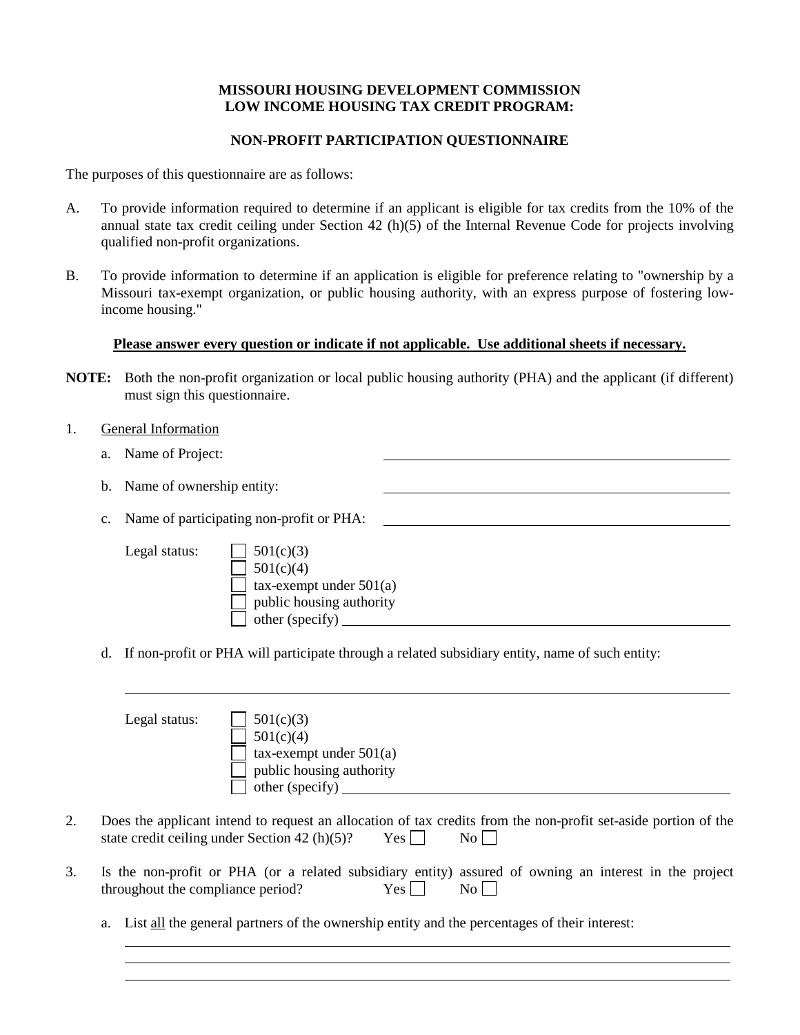**MISSOURI HOUSING DEVELOPMENT COMMISSION**
**LOW INCOME HOUSING TAX CREDIT PROGRAM:**

**NON-PROFIT PARTICIPATION QUESTIONNAIRE**

The purposes of this questionnaire are as follows:

A. To provide information required to determine if an applicant is eligible for tax credits from the 10% of the annual state tax credit ceiling under Section 42 (h)(5) of the Internal Revenue Code for projects involving qualified non-profit organizations.

B. To provide information to determine if an application is eligible for preference relating to "ownership by a Missouri tax-exempt organization, or public housing authority, with an express purpose of fostering low-income housing."

**Please answer every question or indicate if not applicable. Use additional sheets if necessary.**

**NOTE:** Both the non-profit organization or local public housing authority (PHA) and the applicant (if different) must sign this questionnaire.

1. General Information

   a. Name of Project: ______________________________

   b. Name of ownership entity: ______________________________

   c. Name of participating non-profit or PHA: ______________________________

   Legal status:
   - ☐ 501(c)(3)
   - ☐ 501(c)(4)
   - ☐ tax-exempt under 501(a)
   - ☐ public housing authority
   - ☐ other (specify) ______________________________

   d. If non-profit or PHA will participate through a related subsidiary entity, name of such entity:

   ______________________________

   Legal status:
   - ☐ 501(c)(3)
   - ☐ 501(c)(4)
   - ☐ tax-exempt under 501(a)
   - ☐ public housing authority
   - ☐ other (specify) ______________________________

2. Does the applicant intend to request an allocation of tax credits from the non-profit set-aside portion of the state credit ceiling under Section 42 (h)(5)? Yes ☐ No ☐

3. Is the non-profit or PHA (or a related subsidiary entity) assured of owning an interest in the project throughout the compliance period? Yes ☐ No ☐

   a. List all the general partners of the ownership entity and the percentages of their interest:

   ______________________________
   ______________________________
   ______________________________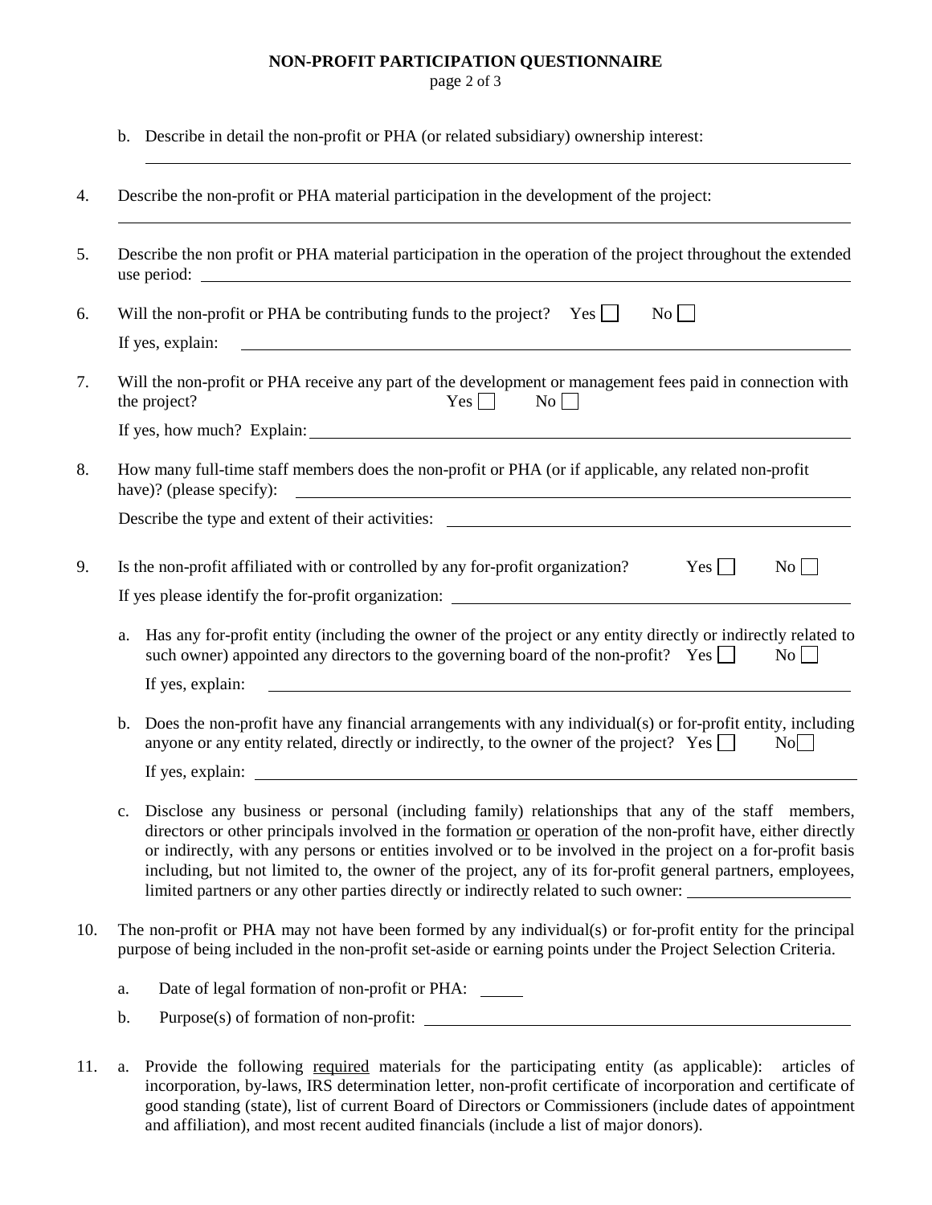## NON-PROFIT PARTICIPATION QUESTIONNAIRE

b. Describe in detail the non-profit or PHA (or related subsidiary) ownership interest:

______________________________________________________________________________

4. Describe the non-profit or PHA material participation in the development of the project:

______________________________________________________________________________

5. Describe the non profit or PHA material participation in the operation of the project throughout the extended use period: ______________________________________________________________________________

6. Will the non-profit or PHA be contributing funds to the project? Yes ☐ No ☐

   If yes, explain: ______________________________________________________________________________

7. Will the non-profit or PHA receive any part of the development or management fees paid in connection with the project? Yes ☐ No ☐

   If yes, how much? Explain: ______________________________________________________________________________

8. How many full-time staff members does the non-profit or PHA (or if applicable, any related non-profit have)? (please specify): ______________________________________________________________________________

   Describe the type and extent of their activities: ______________________________________________________________________________

9. Is the non-profit affiliated with or controlled by any for-profit organization? Yes ☐ No ☐

   If yes please identify the for-profit organization: ______________________________________________________________________________

   a. Has any for-profit entity (including the owner of the project or any entity directly or indirectly related to such owner) appointed any directors to the governing board of the non-profit? Yes ☐ No ☐

      If yes, explain: ______________________________________________________________________________

   b. Does the non-profit have any financial arrangements with any individual(s) or for-profit entity, including anyone or any entity related, directly or indirectly, to the owner of the project? Yes ☐ No ☐

      If yes, explain: ______________________________________________________________________________

   c. Disclose any business or personal (including family) relationships that any of the staff members, directors or other principals involved in the formation or operation of the non-profit have, either directly or indirectly, with any persons or entities involved or to be involved in the project on a for-profit basis including, but not limited to, the owner of the project, any of its for-profit general partners, employees, limited partners or any other parties directly or indirectly related to such owner: ____________________

10. The non-profit or PHA may not have been formed by any individual(s) or for-profit entity for the principal purpose of being included in the non-profit set-aside or earning points under the Project Selection Criteria.

    a. Date of legal formation of non-profit or PHA: _____

    b. Purpose(s) of formation of non-profit: ______________________________________________________________________________

11. a. Provide the following required materials for the participating entity (as applicable): articles of incorporation, by-laws, IRS determination letter, non-profit certificate of incorporation and certificate of good standing (state), list of current Board of Directors or Commissioners (include dates of appointment and affiliation), and most recent audited financials (include a list of major donors).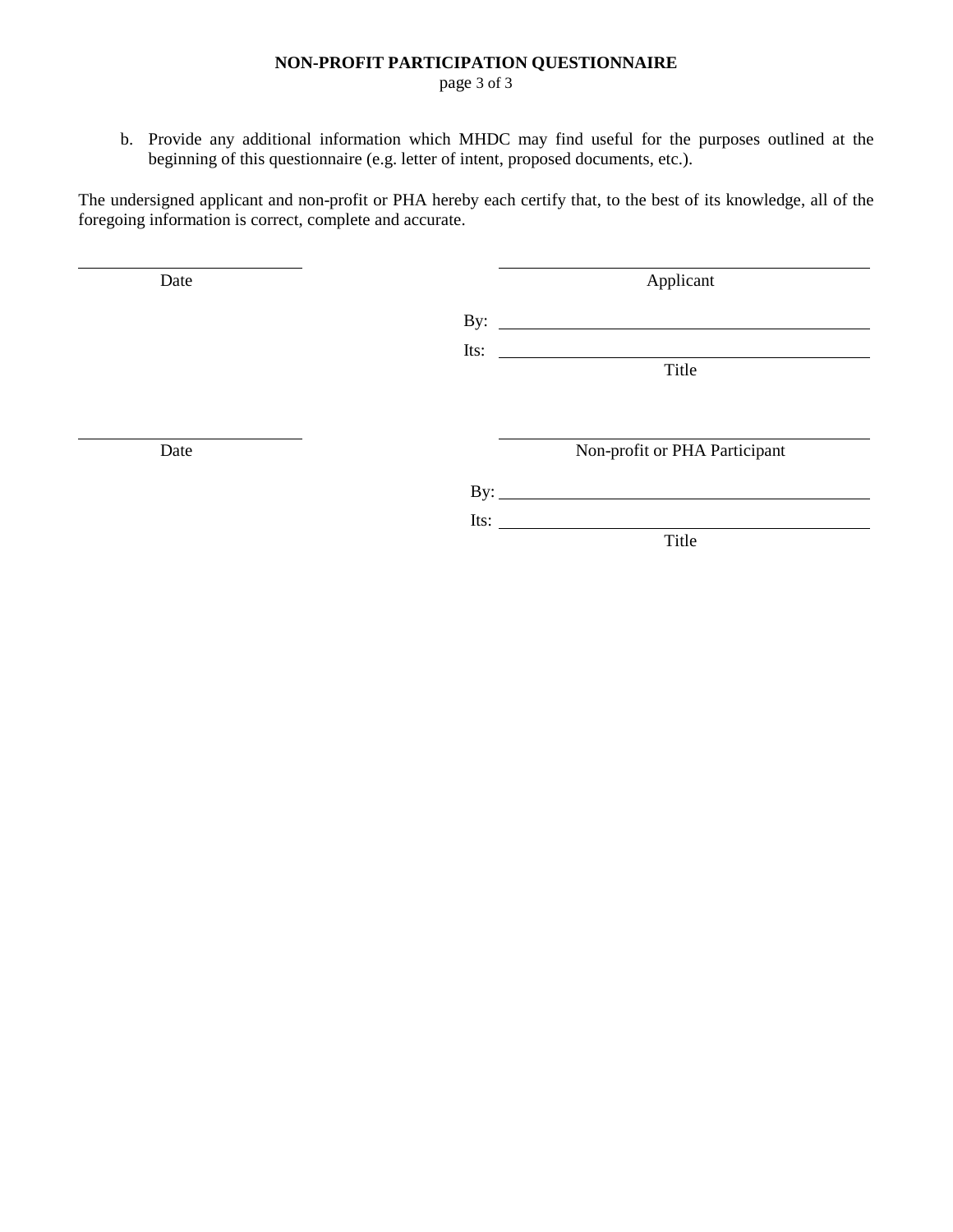b. Provide any additional information which MHDC may find useful for the purposes outlined at the beginning of this questionnaire (e.g. letter of intent, proposed documents, etc.).

The undersigned applicant and non-profit or PHA hereby each certify that, to the best of its knowledge, all of the foregoing information is correct, complete and accurate.

______________________ Date

______________________________ Applicant

By: ______________________________

Its: ______________________________ Title

______________________ Date

______________________________ Non-profit or PHA Participant

By: ______________________________

Its: ______________________________ Title